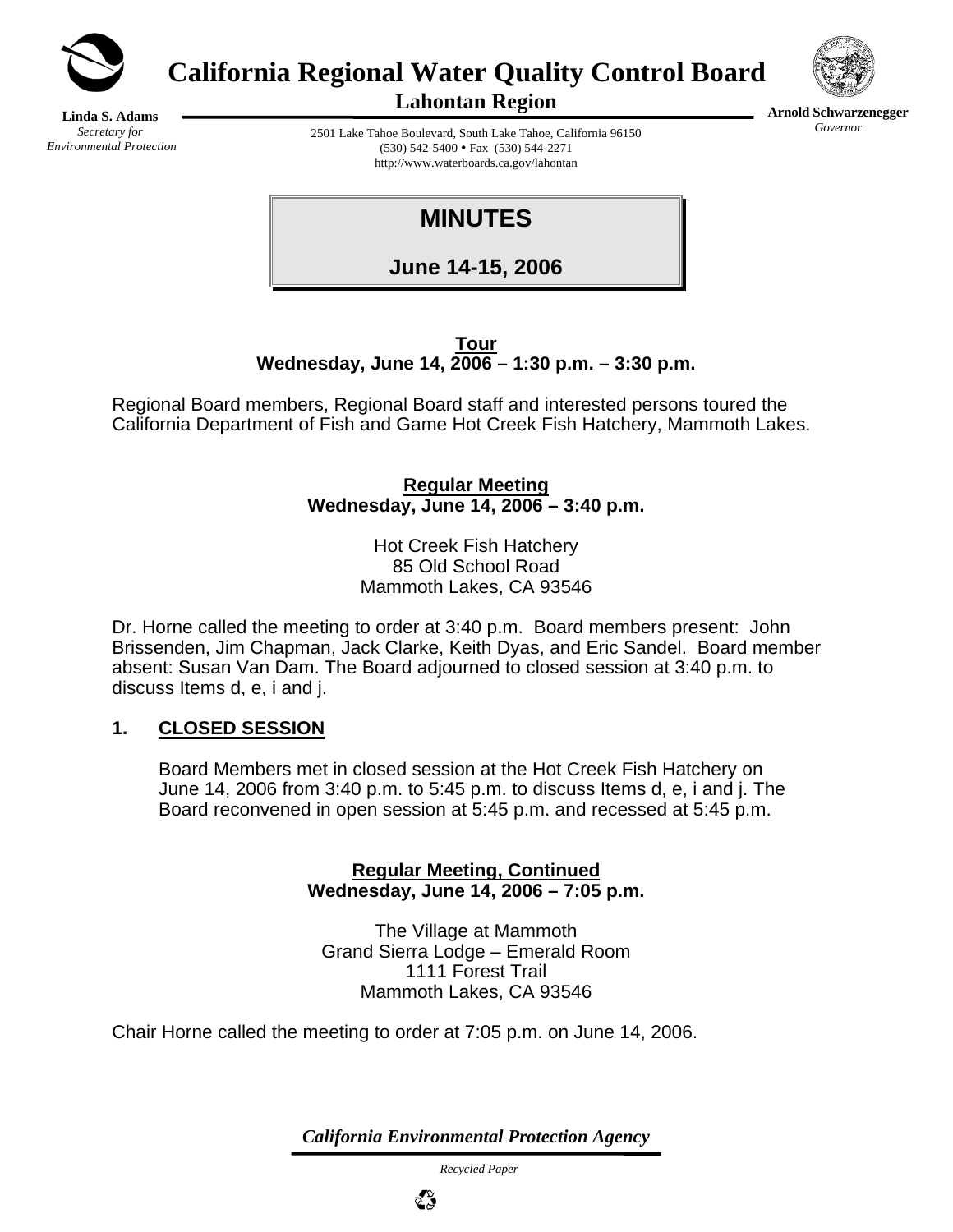# California Regional Water Quality Control Board

## Lahontan Region

**Linda S. Adams**
*Secretary for Environmental Protection*

2501 Lake Tahoe Boulevard, South Lake Tahoe, California 96150
(530) 542-5400 • Fax (530) 544-2271
http://www.waterboards.ca.gov/lahontan

**Arnold Schwarzenegger**
*Governor*

# MINUTES

## June 14-15, 2006

**Tour**
**Wednesday, June 14, 2006 – 1:30 p.m. – 3:30 p.m.**

Regional Board members, Regional Board staff and interested persons toured the California Department of Fish and Game Hot Creek Fish Hatchery, Mammoth Lakes.

**Regular Meeting**
**Wednesday, June 14, 2006 – 3:40 p.m.**

Hot Creek Fish Hatchery
85 Old School Road
Mammoth Lakes, CA 93546

Dr. Horne called the meeting to order at 3:40 p.m. Board members present: John Brissenden, Jim Chapman, Jack Clarke, Keith Dyas, and Eric Sandel. Board member absent: Susan Van Dam. The Board adjourned to closed session at 3:40 p.m. to discuss Items d, e, i and j.

## 1. CLOSED SESSION

Board Members met in closed session at the Hot Creek Fish Hatchery on June 14, 2006 from 3:40 p.m. to 5:45 p.m. to discuss Items d, e, i and j. The Board reconvened in open session at 5:45 p.m. and recessed at 5:45 p.m.

**Regular Meeting, Continued**
**Wednesday, June 14, 2006 – 7:05 p.m.**

The Village at Mammoth
Grand Sierra Lodge – Emerald Room
1111 Forest Trail
Mammoth Lakes, CA 93546

Chair Horne called the meeting to order at 7:05 p.m. on June 14, 2006.

*California Environmental Protection Agency*

*Recycled Paper*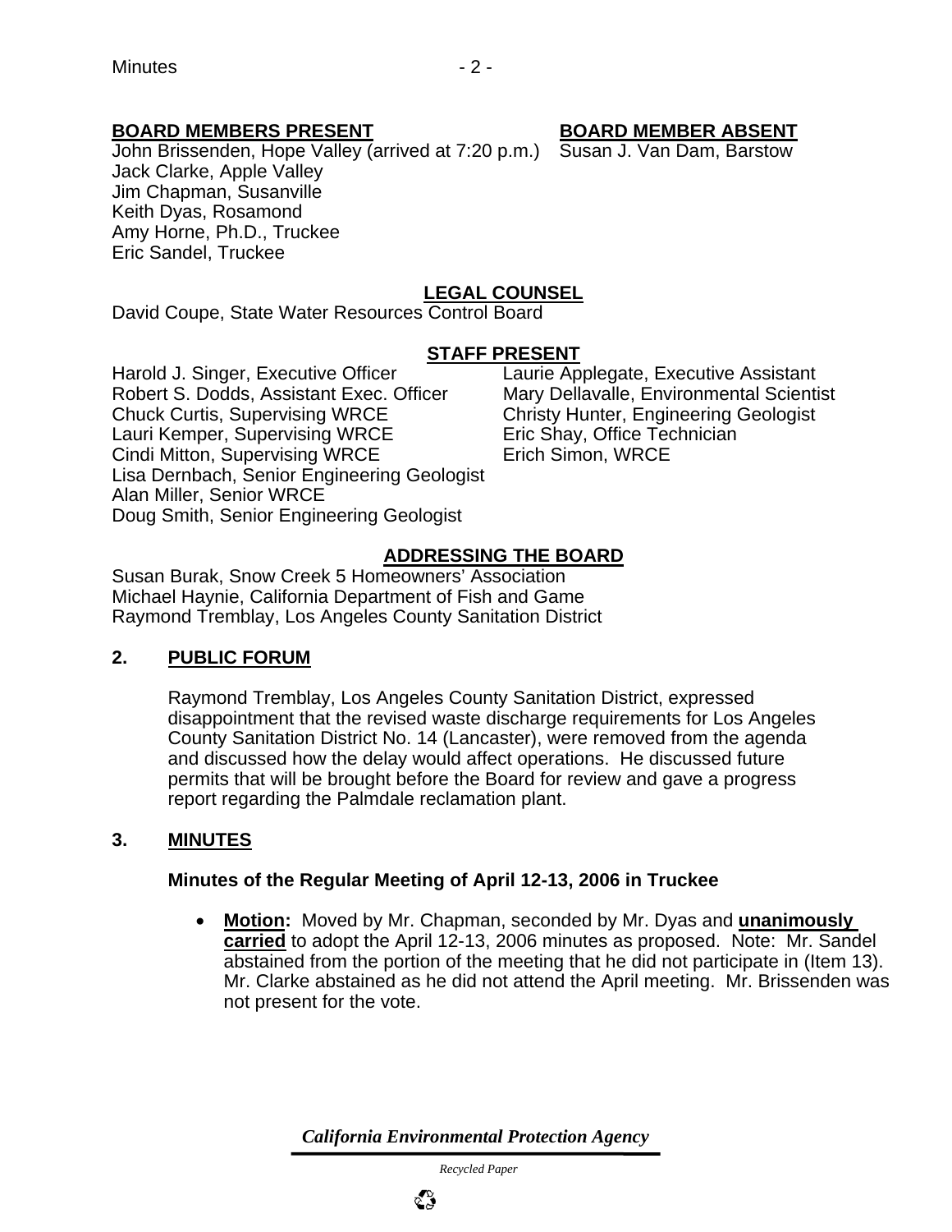**BOARD MEMBERS PRESENT**

John Brissenden, Hope Valley (arrived at 7:20 p.m.)
Jack Clarke, Apple Valley
Jim Chapman, Susanville
Keith Dyas, Rosamond
Amy Horne, Ph.D., Truckee
Eric Sandel, Truckee

**BOARD MEMBER ABSENT**

Susan J. Van Dam, Barstow

**LEGAL COUNSEL**

David Coupe, State Water Resources Control Board

**STAFF PRESENT**

Harold J. Singer, Executive Officer
Robert S. Dodds, Assistant Exec. Officer
Chuck Curtis, Supervising WRCE
Lauri Kemper, Supervising WRCE
Cindi Mitton, Supervising WRCE
Lisa Dernbach, Senior Engineering Geologist
Alan Miller, Senior WRCE
Doug Smith, Senior Engineering Geologist
Laurie Applegate, Executive Assistant
Mary Dellavalle, Environmental Scientist
Christy Hunter, Engineering Geologist
Eric Shay, Office Technician
Erich Simon, WRCE

**ADDRESSING THE BOARD**

Susan Burak, Snow Creek 5 Homeowners' Association
Michael Haynie, California Department of Fish and Game
Raymond Tremblay, Los Angeles County Sanitation District

## 2. PUBLIC FORUM

Raymond Tremblay, Los Angeles County Sanitation District, expressed disappointment that the revised waste discharge requirements for Los Angeles County Sanitation District No. 14 (Lancaster), were removed from the agenda and discussed how the delay would affect operations. He discussed future permits that will be brought before the Board for review and gave a progress report regarding the Palmdale reclamation plant.

## 3. MINUTES

**Minutes of the Regular Meeting of April 12-13, 2006 in Truckee**

- **Motion:** Moved by Mr. Chapman, seconded by Mr. Dyas and **unanimously carried** to adopt the April 12-13, 2006 minutes as proposed. Note: Mr. Sandel abstained from the portion of the meeting that he did not participate in (Item 13). Mr. Clarke abstained as he did not attend the April meeting. Mr. Brissenden was not present for the vote.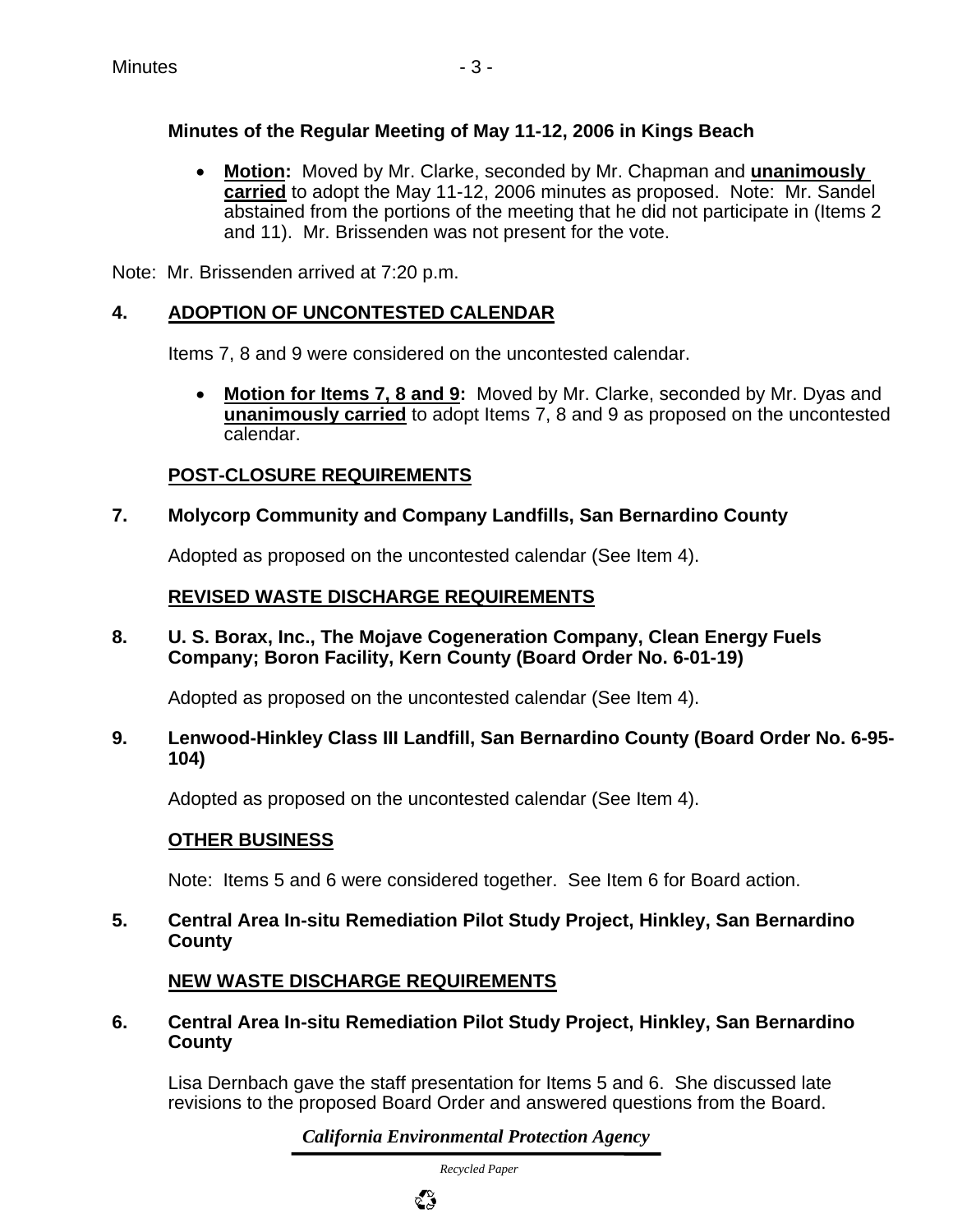**Minutes of the Regular Meeting of May 11-12, 2006 in Kings Beach**

- **Motion:** Moved by Mr. Clarke, seconded by Mr. Chapman and **unanimously carried** to adopt the May 11-12, 2006 minutes as proposed. Note: Mr. Sandel abstained from the portions of the meeting that he did not participate in (Items 2 and 11). Mr. Brissenden was not present for the vote.

Note: Mr. Brissenden arrived at 7:20 p.m.

## 4. ADOPTION OF UNCONTESTED CALENDAR

Items 7, 8 and 9 were considered on the uncontested calendar.

- **Motion for Items 7, 8 and 9:** Moved by Mr. Clarke, seconded by Mr. Dyas and **unanimously carried** to adopt Items 7, 8 and 9 as proposed on the uncontested calendar.

### POST-CLOSURE REQUIREMENTS

**7. Molycorp Community and Company Landfills, San Bernardino County**

Adopted as proposed on the uncontested calendar (See Item 4).

### REVISED WASTE DISCHARGE REQUIREMENTS

**8. U. S. Borax, Inc., The Mojave Cogeneration Company, Clean Energy Fuels Company; Boron Facility, Kern County (Board Order No. 6-01-19)**

Adopted as proposed on the uncontested calendar (See Item 4).

**9. Lenwood-Hinkley Class III Landfill, San Bernardino County (Board Order No. 6-95-104)**

Adopted as proposed on the uncontested calendar (See Item 4).

### OTHER BUSINESS

Note: Items 5 and 6 were considered together. See Item 6 for Board action.

**5. Central Area In-situ Remediation Pilot Study Project, Hinkley, San Bernardino County**

### NEW WASTE DISCHARGE REQUIREMENTS

**6. Central Area In-situ Remediation Pilot Study Project, Hinkley, San Bernardino County**

Lisa Dernbach gave the staff presentation for Items 5 and 6. She discussed late revisions to the proposed Board Order and answered questions from the Board.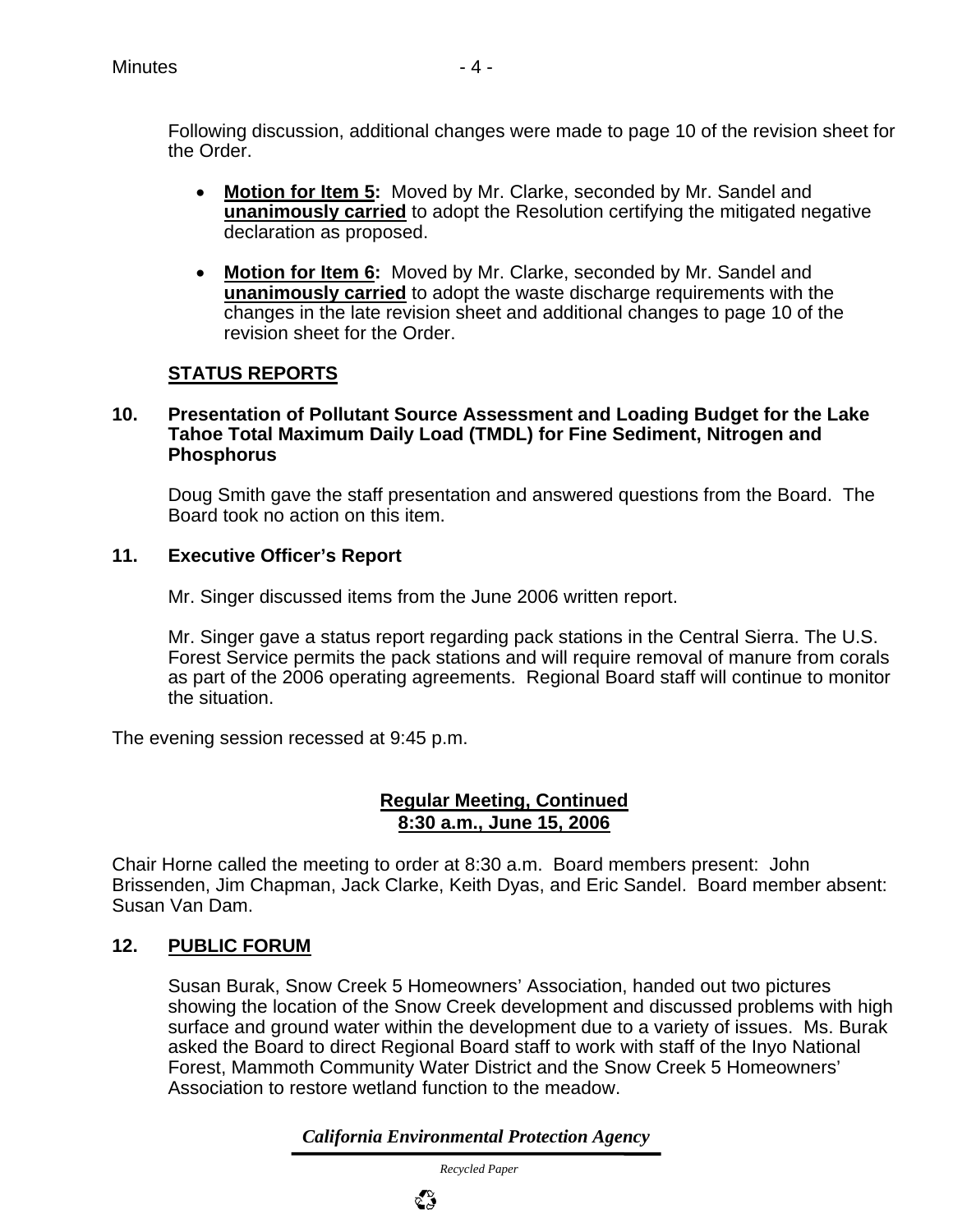Following discussion, additional changes were made to page 10 of the revision sheet for the Order.

- **Motion for Item 5:** Moved by Mr. Clarke, seconded by Mr. Sandel and **unanimously carried** to adopt the Resolution certifying the mitigated negative declaration as proposed.

- **Motion for Item 6:** Moved by Mr. Clarke, seconded by Mr. Sandel and **unanimously carried** to adopt the waste discharge requirements with the changes in the late revision sheet and additional changes to page 10 of the revision sheet for the Order.

## STATUS REPORTS

**10. Presentation of Pollutant Source Assessment and Loading Budget for the Lake Tahoe Total Maximum Daily Load (TMDL) for Fine Sediment, Nitrogen and Phosphorus**

Doug Smith gave the staff presentation and answered questions from the Board. The Board took no action on this item.

**11. Executive Officer's Report**

Mr. Singer discussed items from the June 2006 written report.

Mr. Singer gave a status report regarding pack stations in the Central Sierra. The U.S. Forest Service permits the pack stations and will require removal of manure from corals as part of the 2006 operating agreements. Regional Board staff will continue to monitor the situation.

The evening session recessed at 9:45 p.m.

**Regular Meeting, Continued**
**8:30 a.m., June 15, 2006**

Chair Horne called the meeting to order at 8:30 a.m. Board members present: John Brissenden, Jim Chapman, Jack Clarke, Keith Dyas, and Eric Sandel. Board member absent: Susan Van Dam.

**12. PUBLIC FORUM**

Susan Burak, Snow Creek 5 Homeowners' Association, handed out two pictures showing the location of the Snow Creek development and discussed problems with high surface and ground water within the development due to a variety of issues. Ms. Burak asked the Board to direct Regional Board staff to work with staff of the Inyo National Forest, Mammoth Community Water District and the Snow Creek 5 Homeowners' Association to restore wetland function to the meadow.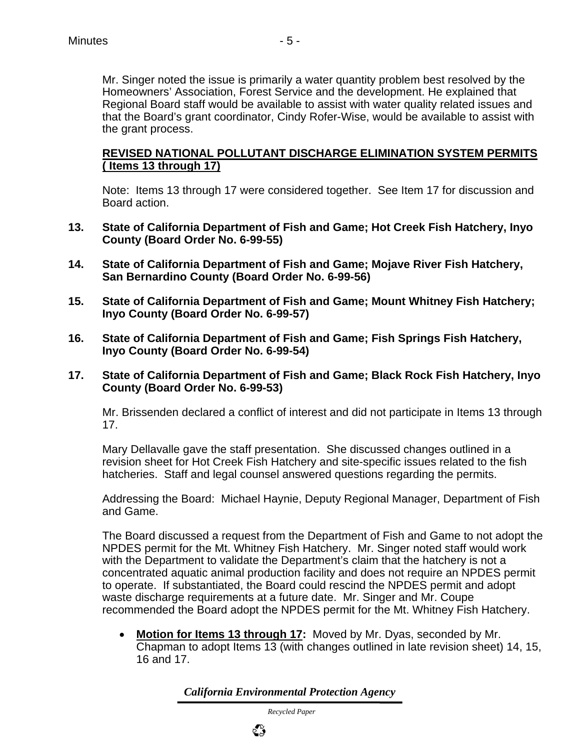Mr. Singer noted the issue is primarily a water quantity problem best resolved by the Homeowners' Association, Forest Service and the development. He explained that Regional Board staff would be available to assist with water quality related issues and that the Board's grant coordinator, Cindy Rofer-Wise, would be available to assist with the grant process.

**REVISED NATIONAL POLLUTANT DISCHARGE ELIMINATION SYSTEM PERMITS ( Items 13 through 17)**

Note: Items 13 through 17 were considered together. See Item 17 for discussion and Board action.

**13. State of California Department of Fish and Game; Hot Creek Fish Hatchery, Inyo County (Board Order No. 6-99-55)**

**14. State of California Department of Fish and Game; Mojave River Fish Hatchery, San Bernardino County (Board Order No. 6-99-56)**

**15. State of California Department of Fish and Game; Mount Whitney Fish Hatchery; Inyo County (Board Order No. 6-99-57)**

**16. State of California Department of Fish and Game; Fish Springs Fish Hatchery, Inyo County (Board Order No. 6-99-54)**

**17. State of California Department of Fish and Game; Black Rock Fish Hatchery, Inyo County (Board Order No. 6-99-53)**

Mr. Brissenden declared a conflict of interest and did not participate in Items 13 through 17.

Mary Dellavalle gave the staff presentation. She discussed changes outlined in a revision sheet for Hot Creek Fish Hatchery and site-specific issues related to the fish hatcheries. Staff and legal counsel answered questions regarding the permits.

Addressing the Board: Michael Haynie, Deputy Regional Manager, Department of Fish and Game.

The Board discussed a request from the Department of Fish and Game to not adopt the NPDES permit for the Mt. Whitney Fish Hatchery. Mr. Singer noted staff would work with the Department to validate the Department's claim that the hatchery is not a concentrated aquatic animal production facility and does not require an NPDES permit to operate. If substantiated, the Board could rescind the NPDES permit and adopt waste discharge requirements at a future date. Mr. Singer and Mr. Coupe recommended the Board adopt the NPDES permit for the Mt. Whitney Fish Hatchery.

- **Motion for Items 13 through 17:** Moved by Mr. Dyas, seconded by Mr. Chapman to adopt Items 13 (with changes outlined in late revision sheet) 14, 15, 16 and 17.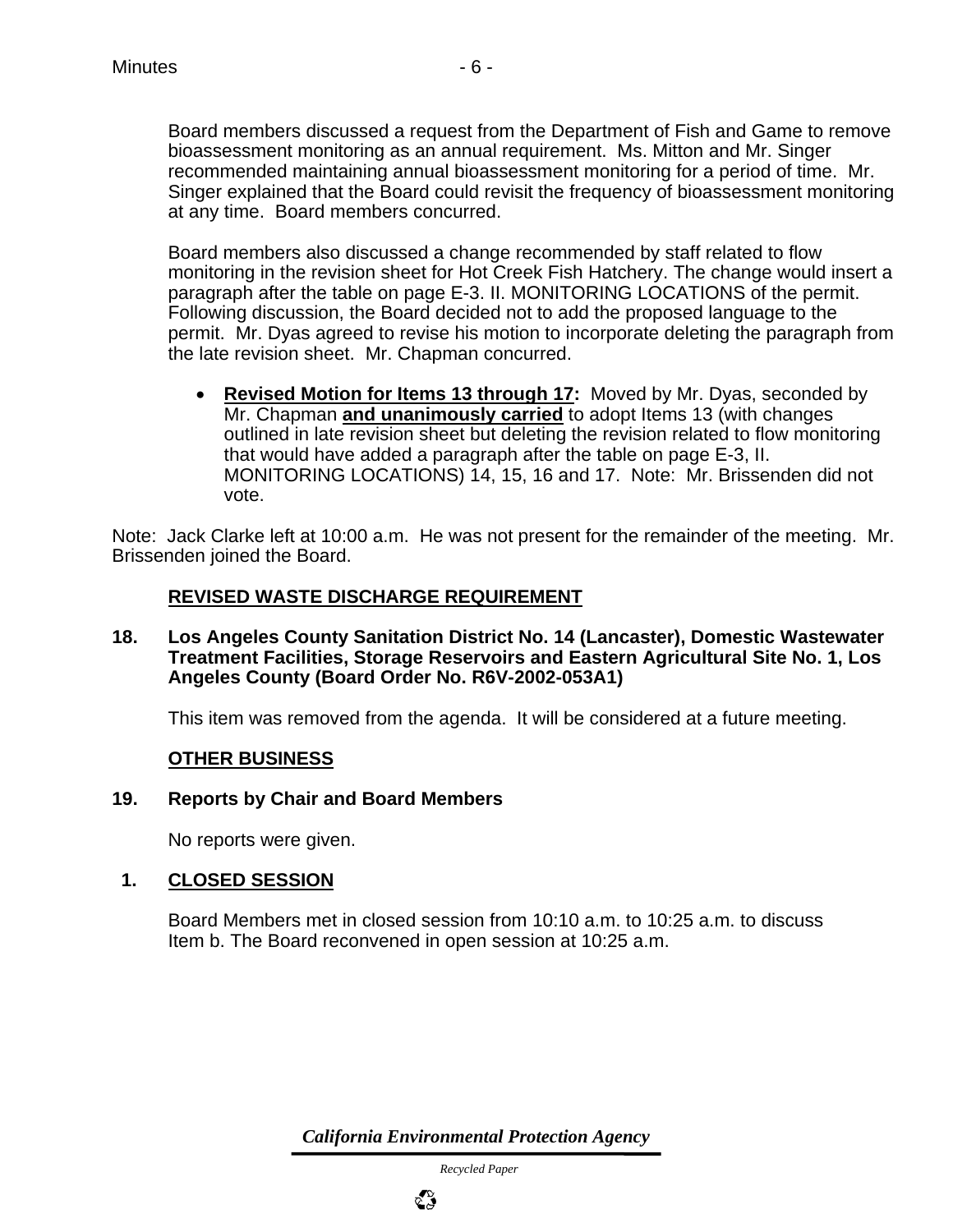Board members discussed a request from the Department of Fish and Game to remove bioassessment monitoring as an annual requirement. Ms. Mitton and Mr. Singer recommended maintaining annual bioassessment monitoring for a period of time. Mr. Singer explained that the Board could revisit the frequency of bioassessment monitoring at any time. Board members concurred.

Board members also discussed a change recommended by staff related to flow monitoring in the revision sheet for Hot Creek Fish Hatchery. The change would insert a paragraph after the table on page E-3. II. MONITORING LOCATIONS of the permit. Following discussion, the Board decided not to add the proposed language to the permit. Mr. Dyas agreed to revise his motion to incorporate deleting the paragraph from the late revision sheet. Mr. Chapman concurred.

- **Revised Motion for Items 13 through 17:** Moved by Mr. Dyas, seconded by Mr. Chapman **and unanimously carried** to adopt Items 13 (with changes outlined in late revision sheet but deleting the revision related to flow monitoring that would have added a paragraph after the table on page E-3, II. MONITORING LOCATIONS) 14, 15, 16 and 17. Note: Mr. Brissenden did not vote.

Note: Jack Clarke left at 10:00 a.m. He was not present for the remainder of the meeting. Mr. Brissenden joined the Board.

## REVISED WASTE DISCHARGE REQUIREMENT

**18. Los Angeles County Sanitation District No. 14 (Lancaster), Domestic Wastewater Treatment Facilities, Storage Reservoirs and Eastern Agricultural Site No. 1, Los Angeles County (Board Order No. R6V-2002-053A1)**

This item was removed from the agenda. It will be considered at a future meeting.

## OTHER BUSINESS

**19. Reports by Chair and Board Members**

No reports were given.

**1. CLOSED SESSION**

Board Members met in closed session from 10:10 a.m. to 10:25 a.m. to discuss Item b. The Board reconvened in open session at 10:25 a.m.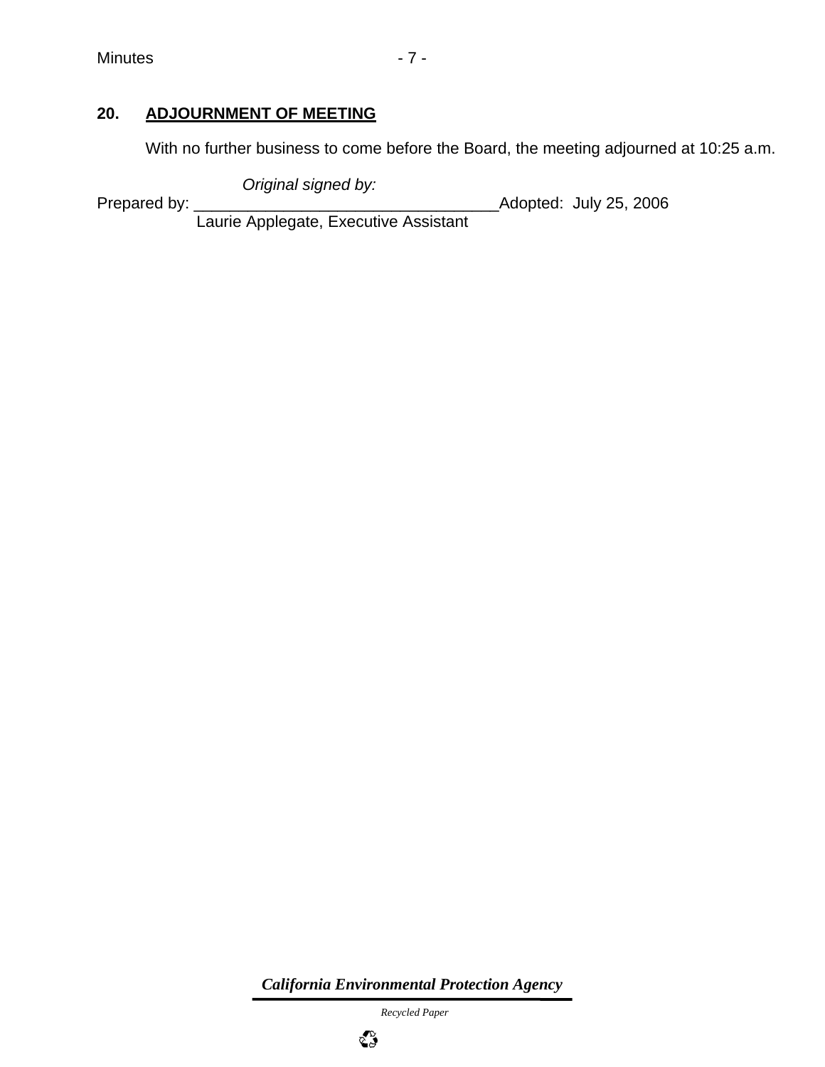## 20. ADJOURNMENT OF MEETING

With no further business to come before the Board, the meeting adjourned at 10:25 a.m.

*Original signed by:*

Prepared by: ________________________________ Adopted: July 25, 2006
Laurie Applegate, Executive Assistant

***California Environmental Protection Agency***

*Recycled Paper*